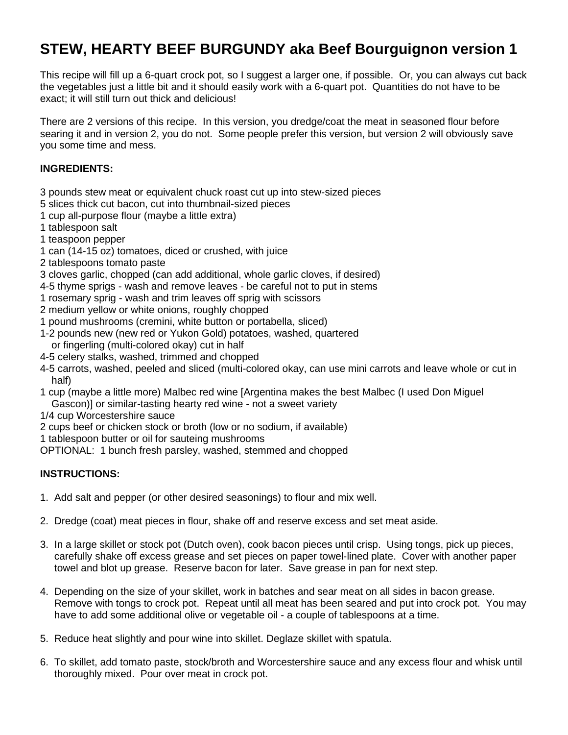# STEW, HEARTY BEEF BURGUNDY aka Beef Bourguignon version 1

This recipe will fill up a 6-quart crock pot, so I suggest a larger one, if possible. Or, you can always cut back the vegetables just a little bit and it should easily work with a 6-quart pot. Quantities do not have to be exact; it will still turn out thick and delicious!

There are 2 versions of this recipe. In this version, you dredge/coat the meat in seasoned flour before searing it and in version 2, you do not. Some people prefer this version, but version 2 will obviously save you some time and mess.

**INGREDIENTS:**

3 pounds stew meat or equivalent chuck roast cut up into stew-sized pieces
5 slices thick cut bacon, cut into thumbnail-sized pieces
1 cup all-purpose flour (maybe a little extra)
1 tablespoon salt
1 teaspoon pepper
1 can (14-15 oz) tomatoes, diced or crushed, with juice
2 tablespoons tomato paste
3 cloves garlic, chopped (can add additional, whole garlic cloves, if desired)
4-5 thyme sprigs - wash and remove leaves - be careful not to put in stems
1 rosemary sprig - wash and trim leaves off sprig with scissors
2 medium yellow or white onions, roughly chopped
1 pound mushrooms (cremini, white button or portabella, sliced)
1-2 pounds new (new red or Yukon Gold) potatoes, washed, quartered
or fingerling (multi-colored okay) cut in half
4-5 celery stalks, washed, trimmed and chopped
4-5 carrots, washed, peeled and sliced (multi-colored okay, can use mini carrots and leave whole or cut in half)
1 cup (maybe a little more) Malbec red wine [Argentina makes the best Malbec (I used Don Miguel Gascon)] or similar-tasting hearty red wine - not a sweet variety
1/4 cup Worcestershire sauce
2 cups beef or chicken stock or broth (low or no sodium, if available)
1 tablespoon butter or oil for sauteing mushrooms
OPTIONAL: 1 bunch fresh parsley, washed, stemmed and chopped

**INSTRUCTIONS:**

1. Add salt and pepper (or other desired seasonings) to flour and mix well.

2. Dredge (coat) meat pieces in flour, shake off and reserve excess and set meat aside.

3. In a large skillet or stock pot (Dutch oven), cook bacon pieces until crisp. Using tongs, pick up pieces, carefully shake off excess grease and set pieces on paper towel-lined plate. Cover with another paper towel and blot up grease. Reserve bacon for later. Save grease in pan for next step.

4. Depending on the size of your skillet, work in batches and sear meat on all sides in bacon grease. Remove with tongs to crock pot. Repeat until all meat has been seared and put into crock pot. You may have to add some additional olive or vegetable oil - a couple of tablespoons at a time.

5. Reduce heat slightly and pour wine into skillet. Deglaze skillet with spatula.

6. To skillet, add tomato paste, stock/broth and Worcestershire sauce and any excess flour and whisk until thoroughly mixed. Pour over meat in crock pot.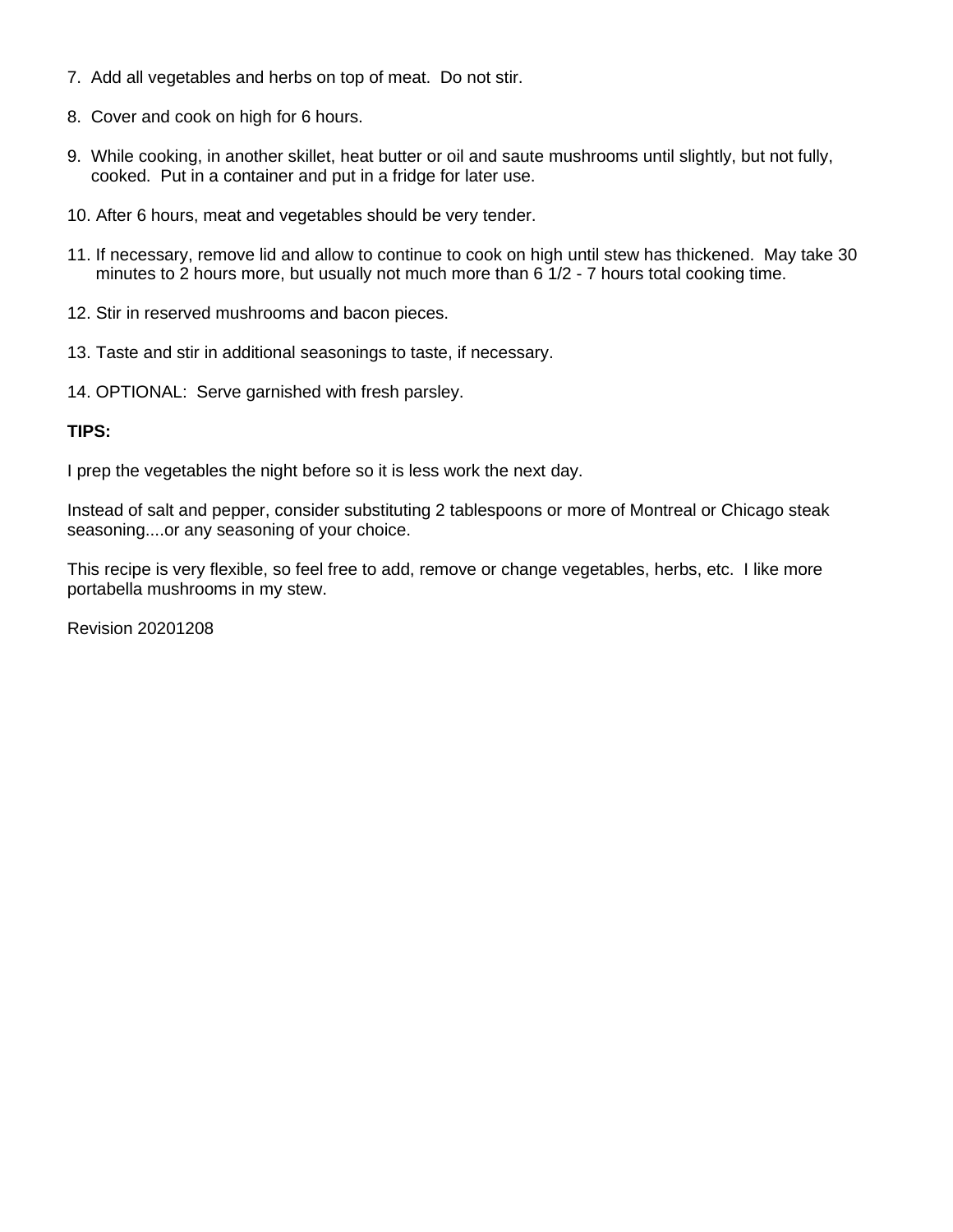7. Add all vegetables and herbs on top of meat. Do not stir.

8. Cover and cook on high for 6 hours.

9. While cooking, in another skillet, heat butter or oil and saute mushrooms until slightly, but not fully, cooked. Put in a container and put in a fridge for later use.

10. After 6 hours, meat and vegetables should be very tender.

11. If necessary, remove lid and allow to continue to cook on high until stew has thickened. May take 30 minutes to 2 hours more, but usually not much more than 6 1/2 - 7 hours total cooking time.

12. Stir in reserved mushrooms and bacon pieces.

13. Taste and stir in additional seasonings to taste, if necessary.

14. OPTIONAL: Serve garnished with fresh parsley.

**TIPS:**

I prep the vegetables the night before so it is less work the next day.

Instead of salt and pepper, consider substituting 2 tablespoons or more of Montreal or Chicago steak seasoning....or any seasoning of your choice.

This recipe is very flexible, so feel free to add, remove or change vegetables, herbs, etc. I like more portabella mushrooms in my stew.

Revision 20201208